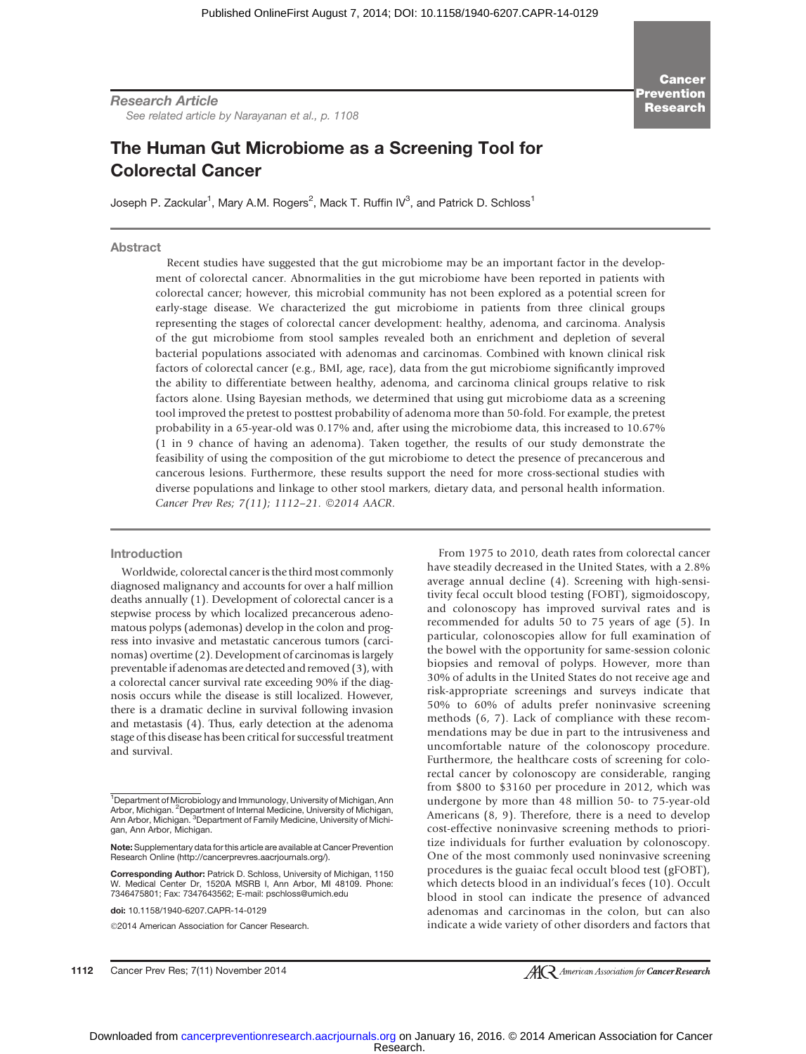Research Article

See related article by Narayanan et al., p. 1108

# The Human Gut Microbiome as a Screening Tool for Colorectal Cancer

Joseph P. Zackular[1], Mary A.M. Rogers[2], Mack T. Ruffin IV[3], and Patrick D. Schloss[1]

## Abstract

Recent studies have suggested that the gut microbiome may be an important factor in the development of colorectal cancer. Abnormalities in the gut microbiome have been reported in patients with colorectal cancer; however, this microbial community has not been explored as a potential screen for early-stage disease. We characterized the gut microbiome in patients from three clinical groups representing the stages of colorectal cancer development: healthy, adenoma, and carcinoma. Analysis of the gut microbiome from stool samples revealed both an enrichment and depletion of several bacterial populations associated with adenomas and carcinomas. Combined with known clinical risk factors of colorectal cancer (e.g., BMI, age, race), data from the gut microbiome significantly improved the ability to differentiate between healthy, adenoma, and carcinoma clinical groups relative to risk factors alone. Using Bayesian methods, we determined that using gut microbiome data as a screening tool improved the pretest to posttest probability of adenoma more than 50-fold. For example, the pretest probability in a 65-year-old was 0.17% and, after using the microbiome data, this increased to 10.67% (1 in 9 chance of having an adenoma). Taken together, the results of our study demonstrate the feasibility of using the composition of the gut microbiome to detect the presence of precancerous and cancerous lesions. Furthermore, these results support the need for more cross-sectional studies with diverse populations and linkage to other stool markers, dietary data, and personal health information. *Cancer Prev Res; 7(11); 1112–21. ©2014 AACR.*

## Introduction

Worldwide, colorectal cancer is the third most commonly diagnosed malignancy and accounts for over a half million deaths annually (1). Development of colorectal cancer is a stepwise process by which localized precancerous adenomatous polyps (ademonas) develop in the colon and progress into invasive and metastatic cancerous tumors (carcinomas) overtime (2). Development of carcinomas is largely preventable if adenomas are detected and removed (3), with a colorectal cancer survival rate exceeding 90% if the diagnosis occurs while the disease is still localized. However, there is a dramatic decline in survival following invasion and metastasis (4). Thus, early detection at the adenoma stage of this disease has been critical for successful treatment and survival.

From 1975 to 2010, death rates from colorectal cancer have steadily decreased in the United States, with a 2.8% average annual decline (4). Screening with high-sensitivity fecal occult blood testing (FOBT), sigmoidoscopy, and colonoscopy has improved survival rates and is recommended for adults 50 to 75 years of age (5). In particular, colonoscopies allow for full examination of the bowel with the opportunity for same-session colonic biopsies and removal of polyps. However, more than 30% of adults in the United States do not receive age and risk-appropriate screenings and surveys indicate that 50% to 60% of adults prefer noninvasive screening methods (6, 7). Lack of compliance with these recommendations may be due in part to the intrusiveness and uncomfortable nature of the colonoscopy procedure. Furthermore, the healthcare costs of screening for colorectal cancer by colonoscopy are considerable, ranging from $800 to $3160 per procedure in 2012, which was undergone by more than 48 million 50- to 75-year-old Americans (8, 9). Therefore, there is a need to develop cost-effective noninvasive screening methods to prioritize individuals for further evaluation by colonoscopy. One of the most commonly used noninvasive screening procedures is the guaiac fecal occult blood test (gFOBT), which detects blood in an individual's feces (10). Occult blood in stool can indicate the presence of advanced adenomas and carcinomas in the colon, but can also indicate a wide variety of other disorders and factors that

---

[1]Department of Microbiology and Immunology, University of Michigan, Ann Arbor, Michigan. [2]Department of Internal Medicine, University of Michigan, Ann Arbor, Michigan. [3]Department of Family Medicine, University of Michigan, Ann Arbor, Michigan.

**Note:** Supplementary data for this article are available at Cancer Prevention Research Online (http://cancerprevres.aacrjournals.org/).

**Corresponding Author:** Patrick D. Schloss, University of Michigan, 1150 W. Medical Center Dr, 1520A MSRB I, Ann Arbor, MI 48109. Phone: 7346475801; Fax: 7347643562; E-mail: pschloss@umich.edu

**doi:** 10.1158/1940-6207.CAPR-14-0129

©2014 American Association for Cancer Research.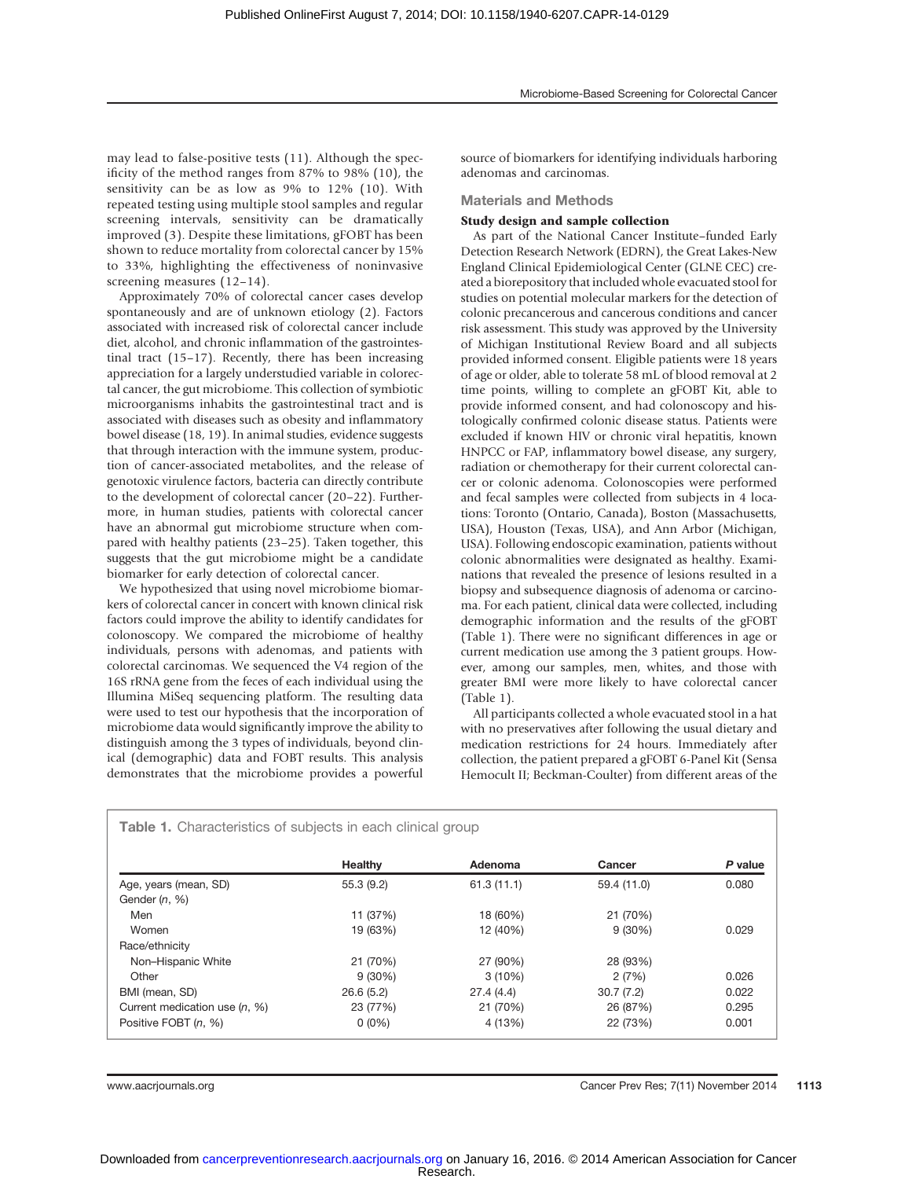may lead to false-positive tests (11). Although the specificity of the method ranges from 87% to 98% (10), the sensitivity can be as low as 9% to 12% (10). With repeated testing using multiple stool samples and regular screening intervals, sensitivity can be dramatically improved (3). Despite these limitations, gFOBT has been shown to reduce mortality from colorectal cancer by 15% to 33%, highlighting the effectiveness of noninvasive screening measures (12–14).

Approximately 70% of colorectal cancer cases develop spontaneously and are of unknown etiology (2). Factors associated with increased risk of colorectal cancer include diet, alcohol, and chronic inflammation of the gastrointestinal tract (15–17). Recently, there has been increasing appreciation for a largely understudied variable in colorectal cancer, the gut microbiome. This collection of symbiotic microorganisms inhabits the gastrointestinal tract and is associated with diseases such as obesity and inflammatory bowel disease (18, 19). In animal studies, evidence suggests that through interaction with the immune system, production of cancer-associated metabolites, and the release of genotoxic virulence factors, bacteria can directly contribute to the development of colorectal cancer (20–22). Furthermore, in human studies, patients with colorectal cancer have an abnormal gut microbiome structure when compared with healthy patients (23–25). Taken together, this suggests that the gut microbiome might be a candidate biomarker for early detection of colorectal cancer.

We hypothesized that using novel microbiome biomarkers of colorectal cancer in concert with known clinical risk factors could improve the ability to identify candidates for colonoscopy. We compared the microbiome of healthy individuals, persons with adenomas, and patients with colorectal carcinomas. We sequenced the V4 region of the 16S rRNA gene from the feces of each individual using the Illumina MiSeq sequencing platform. The resulting data were used to test our hypothesis that the incorporation of microbiome data would significantly improve the ability to distinguish among the 3 types of individuals, beyond clinical (demographic) data and FOBT results. This analysis demonstrates that the microbiome provides a powerful source of biomarkers for identifying individuals harboring adenomas and carcinomas.

## Materials and Methods

### Study design and sample collection

As part of the National Cancer Institute–funded Early Detection Research Network (EDRN), the Great Lakes-New England Clinical Epidemiological Center (GLNE CEC) created a biorepository that included whole evacuated stool for studies on potential molecular markers for the detection of colonic precancerous and cancerous conditions and cancer risk assessment. This study was approved by the University of Michigan Institutional Review Board and all subjects provided informed consent. Eligible patients were 18 years of age or older, able to tolerate 58 mL of blood removal at 2 time points, willing to complete an gFOBT Kit, able to provide informed consent, and had colonoscopy and histologically confirmed colonic disease status. Patients were excluded if known HIV or chronic viral hepatitis, known HNPCC or FAP, inflammatory bowel disease, any surgery, radiation or chemotherapy for their current colorectal cancer or colonic adenoma. Colonoscopies were performed and fecal samples were collected from subjects in 4 locations: Toronto (Ontario, Canada), Boston (Massachusetts, USA), Houston (Texas, USA), and Ann Arbor (Michigan, USA). Following endoscopic examination, patients without colonic abnormalities were designated as healthy. Examinations that revealed the presence of lesions resulted in a biopsy and subsequence diagnosis of adenoma or carcinoma. For each patient, clinical data were collected, including demographic information and the results of the gFOBT (Table 1). There were no significant differences in age or current medication use among the 3 patient groups. However, among our samples, men, whites, and those with greater BMI were more likely to have colorectal cancer (Table 1).

All participants collected a whole evacuated stool in a hat with no preservatives after following the usual dietary and medication restrictions for 24 hours. Immediately after collection, the patient prepared a gFOBT 6-Panel Kit (Sensa Hemocult II; Beckman-Coulter) from different areas of the

**Table 1.** Characteristics of subjects in each clinical group

| | Healthy | Adenoma | Cancer | *P* value |
|---|---|---|---|---|
| Age, years (mean, SD) | 55.3 (9.2) | 61.3 (11.1) | 59.4 (11.0) | 0.080 |
| Gender (*n*, %) | | | | |
| Men | 11 (37%) | 18 (60%) | 21 (70%) | |
| Women | 19 (63%) | 12 (40%) | 9 (30%) | 0.029 |
| Race/ethnicity | | | | |
| Non–Hispanic White | 21 (70%) | 27 (90%) | 28 (93%) | |
| Other | 9 (30%) | 3 (10%) | 2 (7%) | 0.026 |
| BMI (mean, SD) | 26.6 (5.2) | 27.4 (4.4) | 30.7 (7.2) | 0.022 |
| Current medication use (*n*, %) | 23 (77%) | 21 (70%) | 26 (87%) | 0.295 |
| Positive FOBT (*n*, %) | 0 (0%) | 4 (13%) | 22 (73%) | 0.001 |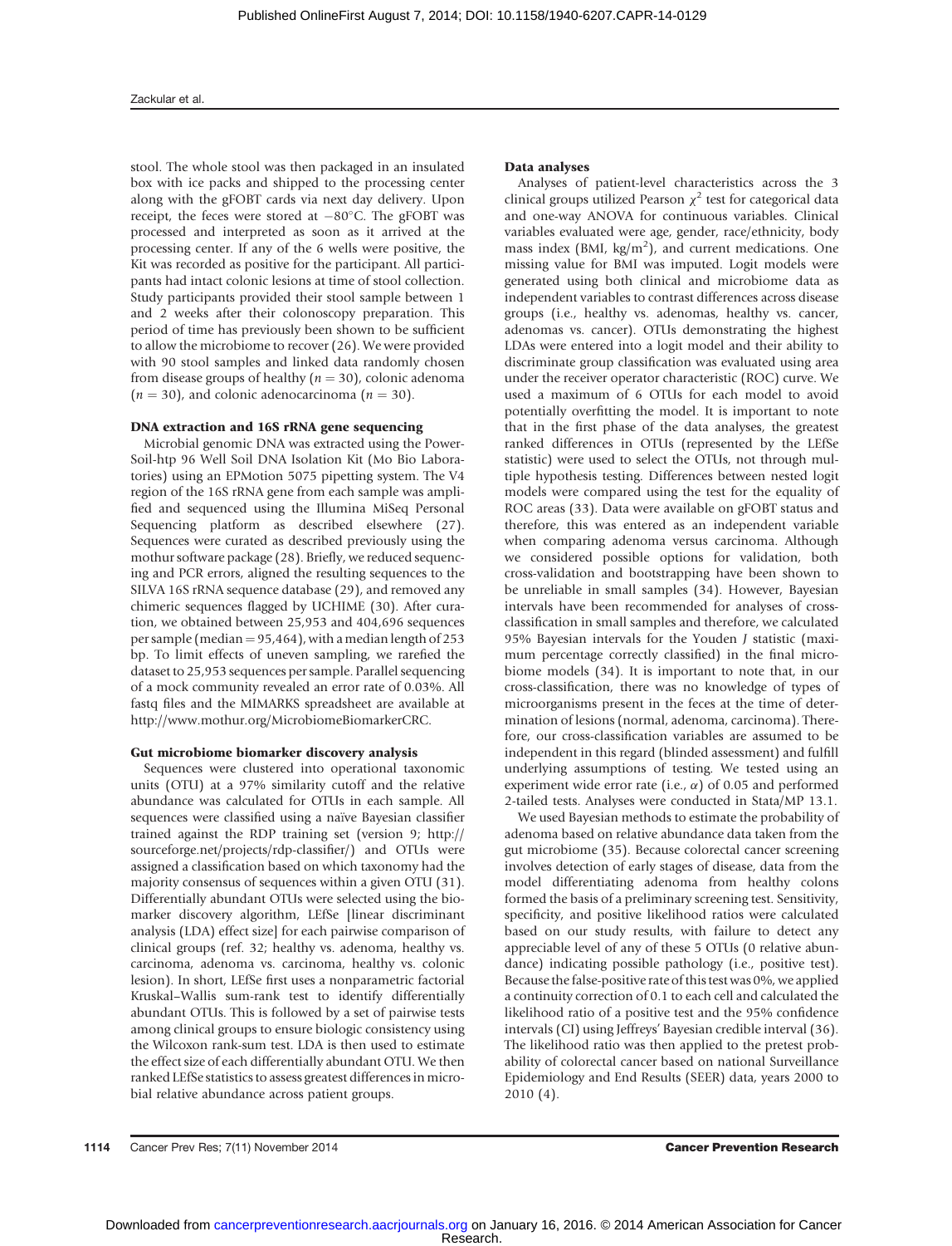stool. The whole stool was then packaged in an insulated box with ice packs and shipped to the processing center along with the gFOBT cards via next day delivery. Upon receipt, the feces were stored at −80°C. The gFOBT was processed and interpreted as soon as it arrived at the processing center. If any of the 6 wells were positive, the Kit was recorded as positive for the participant. All participants had intact colonic lesions at time of stool collection. Study participants provided their stool sample between 1 and 2 weeks after their colonoscopy preparation. This period of time has previously been shown to be sufficient to allow the microbiome to recover (26). We were provided with 90 stool samples and linked data randomly chosen from disease groups of healthy ($n = 30$), colonic adenoma ($n = 30$), and colonic adenocarcinoma ($n = 30$).

#### DNA extraction and 16S rRNA gene sequencing

Microbial genomic DNA was extracted using the PowerSoil-htp 96 Well Soil DNA Isolation Kit (Mo Bio Laboratories) using an EPMotion 5075 pipetting system. The V4 region of the 16S rRNA gene from each sample was amplified and sequenced using the Illumina MiSeq Personal Sequencing platform as described elsewhere (27). Sequences were curated as described previously using the mothur software package (28). Briefly, we reduced sequencing and PCR errors, aligned the resulting sequences to the SILVA 16S rRNA sequence database (29), and removed any chimeric sequences flagged by UCHIME (30). After curation, we obtained between 25,953 and 404,696 sequences per sample (median = 95,464), with a median length of 253 bp. To limit effects of uneven sampling, we rarefied the dataset to 25,953 sequences per sample. Parallel sequencing of a mock community revealed an error rate of 0.03%. All fastq files and the MIMARKS spreadsheet are available at http://www.mothur.org/MicrobiomeBiomarkerCRC.

#### Gut microbiome biomarker discovery analysis

Sequences were clustered into operational taxonomic units (OTU) at a 97% similarity cutoff and the relative abundance was calculated for OTUs in each sample. All sequences were classified using a naïve Bayesian classifier trained against the RDP training set (version 9; http://sourceforge.net/projects/rdp-classifier/) and OTUs were assigned a classification based on which taxonomy had the majority consensus of sequences within a given OTU (31). Differentially abundant OTUs were selected using the biomarker discovery algorithm, LEfSe [linear discriminant analysis (LDA) effect size] for each pairwise comparison of clinical groups (ref. 32; healthy vs. adenoma, healthy vs. carcinoma, adenoma vs. carcinoma, healthy vs. colonic lesion). In short, LEfSe first uses a nonparametric factorial Kruskal–Wallis sum-rank test to identify differentially abundant OTUs. This is followed by a set of pairwise tests among clinical groups to ensure biologic consistency using the Wilcoxon rank-sum test. LDA is then used to estimate the effect size of each differentially abundant OTU. We then ranked LEfSe statistics to assess greatest differences in microbial relative abundance across patient groups.

#### Data analyses

Analyses of patient-level characteristics across the 3 clinical groups utilized Pearson $\chi^2$ test for categorical data and one-way ANOVA for continuous variables. Clinical variables evaluated were age, gender, race/ethnicity, body mass index (BMI, kg/m$^2$), and current medications. One missing value for BMI was imputed. Logit models were generated using both clinical and microbiome data as independent variables to contrast differences across disease groups (i.e., healthy vs. adenomas, healthy vs. cancer, adenomas vs. cancer). OTUs demonstrating the highest LDAs were entered into a logit model and their ability to discriminate group classification was evaluated using area under the receiver operator characteristic (ROC) curve. We used a maximum of 6 OTUs for each model to avoid potentially overfitting the model. It is important to note that in the first phase of the data analyses, the greatest ranked differences in OTUs (represented by the LEfSe statistic) were used to select the OTUs, not through multiple hypothesis testing. Differences between nested logit models were compared using the test for the equality of ROC areas (33). Data were available on gFOBT status and therefore, this was entered as an independent variable when comparing adenoma versus carcinoma. Although we considered possible options for validation, both cross-validation and bootstrapping have been shown to be unreliable in small samples (34). However, Bayesian intervals have been recommended for analyses of cross-classification in small samples and therefore, we calculated 95% Bayesian intervals for the Youden *J* statistic (maximum percentage correctly classified) in the final microbiome models (34). It is important to note that, in our cross-classification, there was no knowledge of types of microorganisms present in the feces at the time of determination of lesions (normal, adenoma, carcinoma). Therefore, our cross-classification variables are assumed to be independent in this regard (blinded assessment) and fulfill underlying assumptions of testing. We tested using an experiment wide error rate (i.e., $\alpha$) of 0.05 and performed 2-tailed tests. Analyses were conducted in Stata/MP 13.1.

We used Bayesian methods to estimate the probability of adenoma based on relative abundance data taken from the gut microbiome (35). Because colorectal cancer screening involves detection of early stages of disease, data from the model differentiating adenoma from healthy colons formed the basis of a preliminary screening test. Sensitivity, specificity, and positive likelihood ratios were calculated based on our study results, with failure to detect any appreciable level of any of these 5 OTUs (0 relative abundance) indicating possible pathology (i.e., positive test). Because the false-positive rate of this test was 0%, we applied a continuity correction of 0.1 to each cell and calculated the likelihood ratio of a positive test and the 95% confidence intervals (CI) using Jeffreys' Bayesian credible interval (36). The likelihood ratio was then applied to the pretest probability of colorectal cancer based on national Surveillance Epidemiology and End Results (SEER) data, years 2000 to 2010 (4).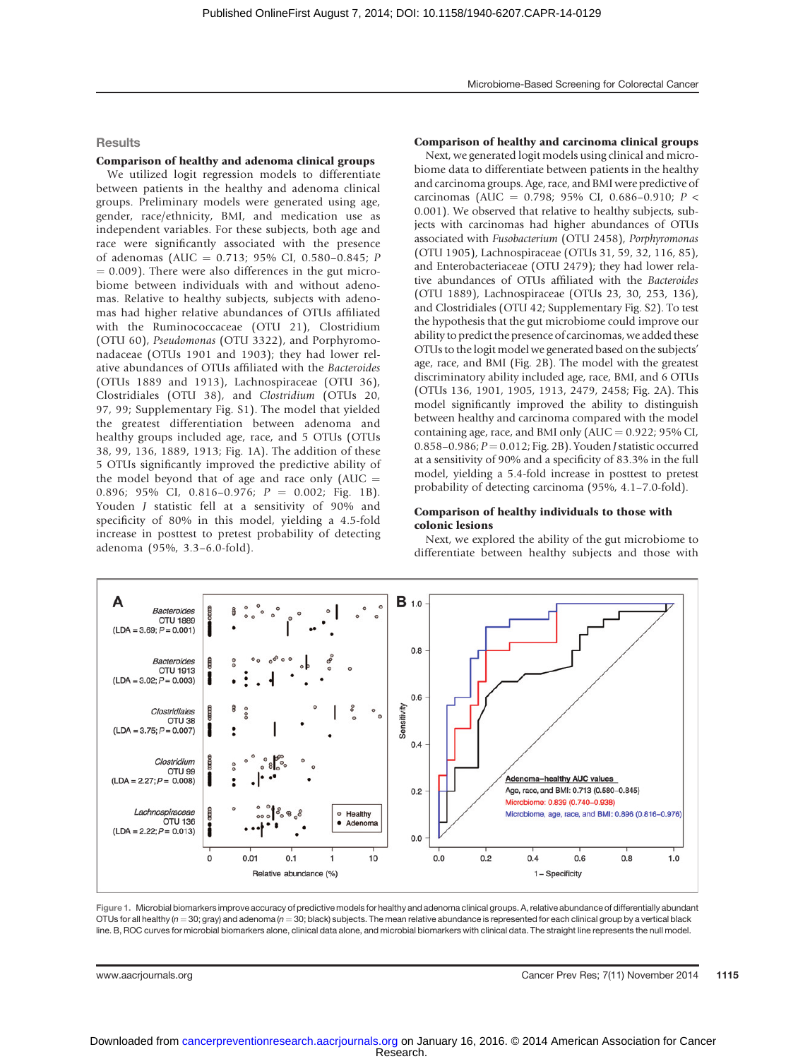## Results

### Comparison of healthy and adenoma clinical groups

We utilized logit regression models to differentiate between patients in the healthy and adenoma clinical groups. Preliminary models were generated using age, gender, race/ethnicity, BMI, and medication use as independent variables. For these subjects, both age and race were significantly associated with the presence of adenomas (AUC = 0.713; 95% CI, 0.580–0.845; $P = 0.009$). There were also differences in the gut microbiome between individuals with and without adenomas. Relative to healthy subjects, subjects with adenomas had higher relative abundances of OTUs affiliated with the Ruminococcaceae (OTU 21), Clostridium (OTU 60), *Pseudomonas* (OTU 3322), and Porphyromonadaceae (OTUs 1901 and 1903); they had lower relative abundances of OTUs affiliated with the *Bacteroides* (OTUs 1889 and 1913), Lachnospiraceae (OTU 36), Clostridiales (OTU 38), and *Clostridium* (OTUs 20, 97, 99; Supplementary Fig. S1). The model that yielded the greatest differentiation between adenoma and healthy groups included age, race, and 5 OTUs (OTUs 38, 99, 136, 1889, 1913; Fig. 1A). The addition of these 5 OTUs significantly improved the predictive ability of the model beyond that of age and race only (AUC = 0.896; 95% CI, 0.816–0.976; $P = 0.002$; Fig. 1B). Youden *J* statistic fell at a sensitivity of 90% and specificity of 80% in this model, yielding a 4.5-fold increase in posttest to pretest probability of detecting adenoma (95%, 3.3–6.0-fold).

### Comparison of healthy and carcinoma clinical groups

Next, we generated logit models using clinical and microbiome data to differentiate between patients in the healthy and carcinoma groups. Age, race, and BMI were predictive of carcinomas (AUC = 0.798; 95% CI, 0.686–0.910; $P < 0.001$). We observed that relative to healthy subjects, subjects with carcinomas had higher abundances of OTUs associated with *Fusobacterium* (OTU 2458), *Porphyromonas* (OTU 1905), Lachnospiraceae (OTUs 31, 59, 32, 116, 85), and Enterobacteriaceae (OTU 2479); they had lower relative abundances of OTUs affiliated with the *Bacteroides* (OTU 1889), Lachnospiraceae (OTUs 23, 30, 253, 136), and Clostridiales (OTU 42; Supplementary Fig. S2). To test the hypothesis that the gut microbiome could improve our ability to predict the presence of carcinomas, we added these OTUs to the logit model we generated based on the subjects' age, race, and BMI (Fig. 2B). The model with the greatest discriminatory ability included age, race, BMI, and 6 OTUs (OTUs 136, 1901, 1905, 1913, 2479, 2458; Fig. 2A). This model significantly improved the ability to distinguish between healthy and carcinoma compared with the model containing age, race, and BMI only (AUC = 0.922; 95% CI, 0.858–0.986; $P = 0.012$; Fig. 2B). Youden *J* statistic occurred at a sensitivity of 90% and a specificity of 83.3% in the full model, yielding a 5.4-fold increase in posttest to pretest probability of detecting carcinoma (95%, 4.1–7.0-fold).

### Comparison of healthy individuals to those with colonic lesions

Next, we explored the ability of the gut microbiome to differentiate between healthy subjects and those with

A

*Bacteroides* OTU 1889 (LDA = 3.69; P = 0.001)

*Bacteroides* OTU 1913 (LDA = 3.02; P = 0.003)

*Clostridiales* OTU 38 (LDA = 3.75; P = 0.007)

*Clostridium* OTU 99 (LDA = 2.27; P = 0.008)

*Lachnospiraceae* OTU 136 (LDA = 2.22; P = 0.013)

Healthy
Adenoma

0 0.01 0.1 1 10

Relative abundance (%)

B

Sensitivity

1 – Specificity

Adenoma–healthy AUC values
Age, race, and BMI: 0.713 (0.580–0.845)
Microbiome: 0.839 (0.740–0.938)
Microbiome, age, race, and BMI: 0.896 (0.816–0.976)

Figure 1. Microbial biomarkers improve accuracy of predictive models for healthy and adenoma clinical groups. A, relative abundance of differentially abundant OTUs for all healthy ($n = 30$; gray) and adenoma ($n = 30$; black) subjects. The mean relative abundance is represented for each clinical group by a vertical black line. B, ROC curves for microbial biomarkers alone, clinical data alone, and microbial biomarkers with clinical data. The straight line represents the null model.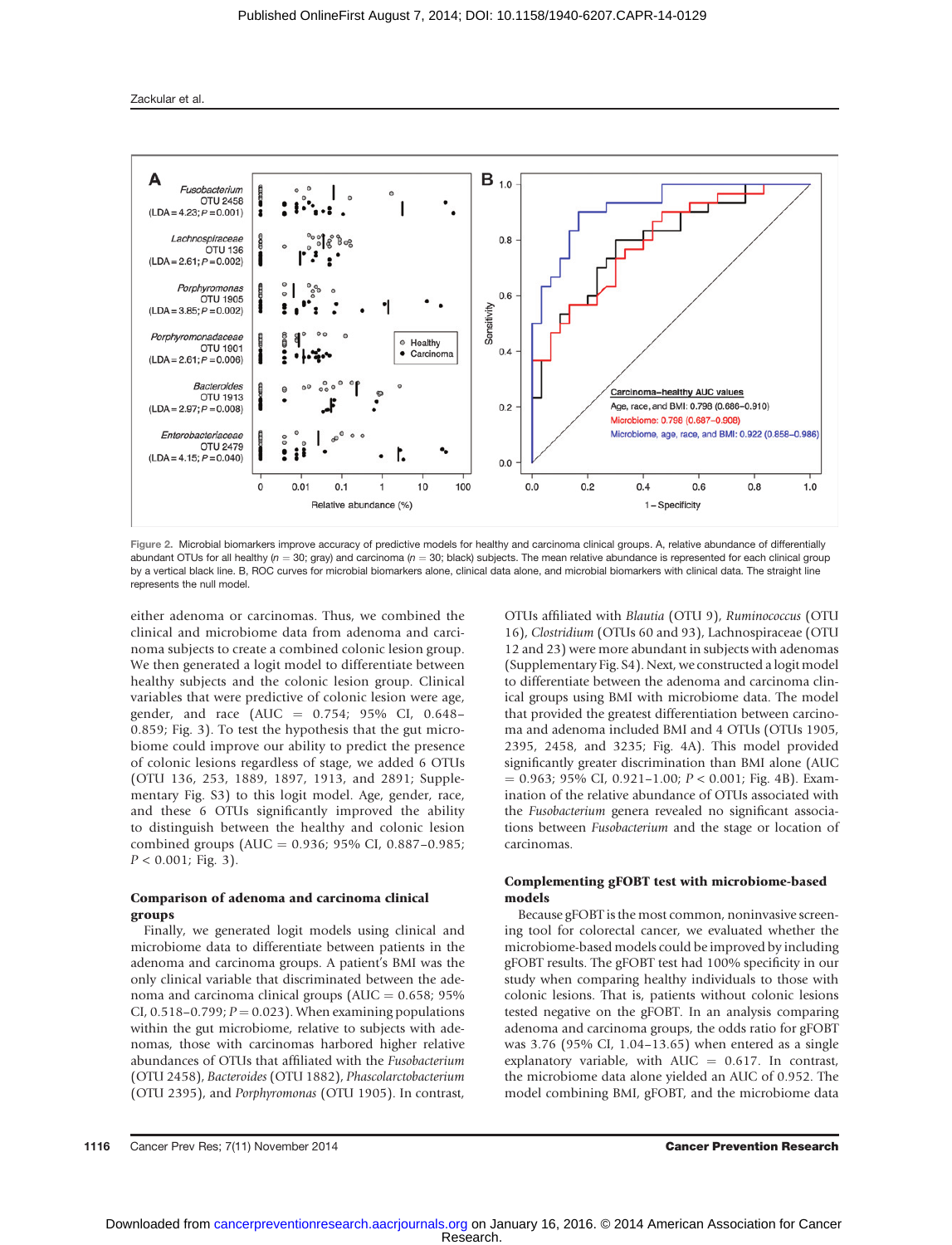A

*Fusobacterium*
OTU 2458
(LDA = 4.23; P = 0.001)

*Lachnospiraceae*
OTU 136
(LDA = 2.61; P = 0.002)

*Porphyromonas*
OTU 1905
(LDA = 3.85; P = 0.002)

*Porphyromonadaceae*
OTU 1901
(LDA = 2.61; P = 0.006)

*Bacteroides*
OTU 1913
(LDA = 2.97; P = 0.008)

*Enterobacteriaceae*
OTU 2479
(LDA = 4.15; P = 0.040)

Healthy
Carcinoma

0 0.01 0.1 1 10 100

Relative abundance (%)

B

Sensitivity

1 − Specificity

Carcinoma–healthy AUC values
Age, race, and BMI: 0.798 (0.686–0.910)
Microbiome: 0.798 (0.687–0.908)
Microbiome, age, race, and BMI: 0.922 (0.858–0.986)

Figure 2. Microbial biomarkers improve accuracy of predictive models for healthy and carcinoma clinical groups. A, relative abundance of differentially abundant OTUs for all healthy ($n = 30$; gray) and carcinoma ($n = 30$; black) subjects. The mean relative abundance is represented for each clinical group by a vertical black line. B, ROC curves for microbial biomarkers alone, clinical data alone, and microbial biomarkers with clinical data. The straight line represents the null model.

either adenoma or carcinomas. Thus, we combined the clinical and microbiome data from adenoma and carcinoma subjects to create a combined colonic lesion group. We then generated a logit model to differentiate between healthy subjects and the colonic lesion group. Clinical variables that were predictive of colonic lesion were age, gender, and race (AUC = 0.754; 95% CI, 0.648–0.859; Fig. 3). To test the hypothesis that the gut microbiome could improve our ability to predict the presence of colonic lesions regardless of stage, we added 6 OTUs (OTU 136, 253, 1889, 1897, 1913, and 2891; Supplementary Fig. S3) to this logit model. Age, gender, race, and these 6 OTUs significantly improved the ability to distinguish between the healthy and colonic lesion combined groups (AUC = 0.936; 95% CI, 0.887–0.985; $P < 0.001$; Fig. 3).

### Comparison of adenoma and carcinoma clinical groups

Finally, we generated logit models using clinical and microbiome data to differentiate between patients in the adenoma and carcinoma groups. A patient's BMI was the only clinical variable that discriminated between the adenoma and carcinoma clinical groups (AUC = 0.658; 95% CI, 0.518–0.799; $P = 0.023$). When examining populations within the gut microbiome, relative to subjects with adenomas, those with carcinomas harbored higher relative abundances of OTUs that affiliated with the *Fusobacterium* (OTU 2458), *Bacteroides* (OTU 1882), *Phascolarctobacterium* (OTU 2395), and *Porphyromonas* (OTU 1905). In contrast, OTUs affiliated with *Blautia* (OTU 9), *Ruminococcus* (OTU 16), *Clostridium* (OTUs 60 and 93), Lachnospiraceae (OTU 12 and 23) were more abundant in subjects with adenomas (Supplementary Fig. S4). Next, we constructed a logit model to differentiate between the adenoma and carcinoma clinical groups using BMI with microbiome data. The model that provided the greatest differentiation between carcinoma and adenoma included BMI and 4 OTUs (OTUs 1905, 2395, 2458, and 3235; Fig. 4A). This model provided significantly greater discrimination than BMI alone (AUC = 0.963; 95% CI, 0.921–1.00; $P < 0.001$; Fig. 4B). Examination of the relative abundance of OTUs associated with the *Fusobacterium* genera revealed no significant associations between *Fusobacterium* and the stage or location of carcinomas.

### Complementing gFOBT test with microbiome-based models

Because gFOBT is the most common, noninvasive screening tool for colorectal cancer, we evaluated whether the microbiome-based models could be improved by including gFOBT results. The gFOBT test had 100% specificity in our study when comparing healthy individuals to those with colonic lesions. That is, patients without colonic lesions tested negative on the gFOBT. In an analysis comparing adenoma and carcinoma groups, the odds ratio for gFOBT was 3.76 (95% CI, 1.04–13.65) when entered as a single explanatory variable, with AUC = 0.617. In contrast, the microbiome data alone yielded an AUC of 0.952. The model combining BMI, gFOBT, and the microbiome data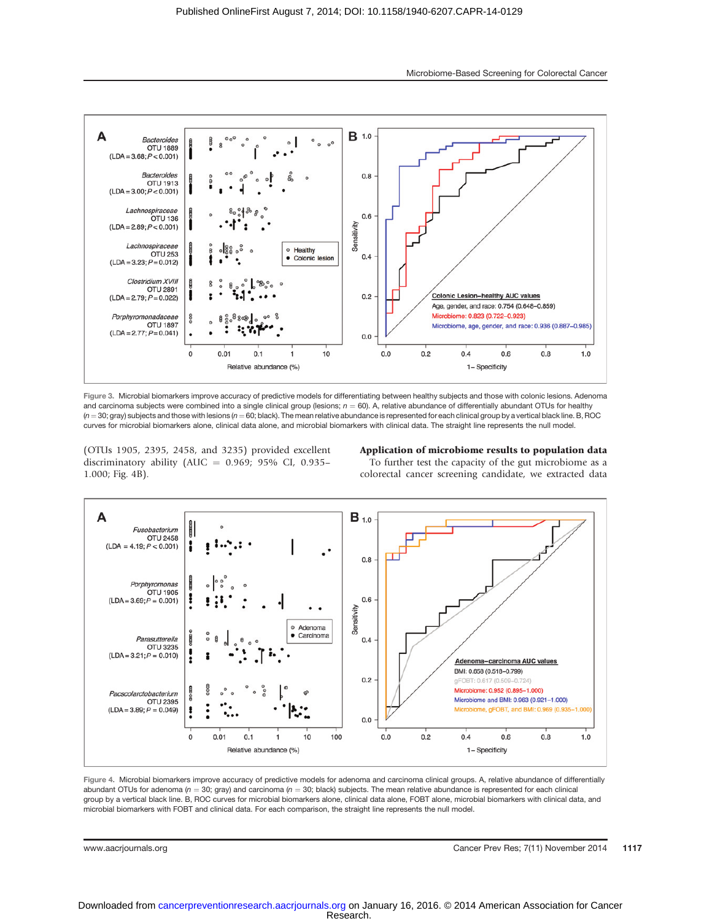A

*Bacteroides* OTU 1889 (LDA = 3.68; P < 0.001)

*Bacteroides* OTU 1913 (LDA = 3.00; P < 0.001)

*Lachnospiraceae* OTU 136 (LDA = 2.89; P < 0.001)

*Lachnospiraceae* OTU 253 (LDA = 3.23; P = 0.012)

*Clostridium XVIII* OTU 2891 (LDA = 2.79; P = 0.022)

*Porphyromonadaceae* OTU 1897 (LDA = 2.77; P = 0.041)

Healthy

Colonic lesion

0 0.01 0.1 1 10

Relative abundance (%)

B

Sensitivity

1− Specificity

Colonic Lesion–healthy AUC values

Age, gender, and race: 0.754 (0.648–0.859)

Microbiome: 0.823 (0.722–0.923)

Microbiome, age, gender, and race: 0.936 (0.887–0.985)

Figure 3. Microbial biomarkers improve accuracy of predictive models for differentiating between healthy subjects and those with colonic lesions. Adenoma and carcinoma subjects were combined into a single clinical group (lesions; $n = 60$). A, relative abundance of differentially abundant OTUs for healthy ($n = 30$; gray) subjects and those with lesions ($n = 60$; black). The mean relative abundance is represented for each clinical group by a vertical black line. B, ROC curves for microbial biomarkers alone, clinical data alone, and microbial biomarkers with clinical data. The straight line represents the null model.

(OTUs 1905, 2395, 2458, and 3235) provided excellent discriminatory ability (AUC = 0.969; 95% CI, 0.935–1.000; Fig. 4B).

### Application of microbiome results to population data

To further test the capacity of the gut microbiome as a colorectal cancer screening candidate, we extracted data

A

*Fusobacterium* OTU 2458 (LDA = 4.19; P < 0.001)

*Porphyromonas* OTU 1905 (LDA = 3.69; P = 0.001)

*Parasutterella* OTU 3235 (LDA = 3.21; P = 0.010)

*Pacscolarctobacterium* OTU 2395 (LDA = 3.89; P = 0.049)

Adenoma

Carcinoma

0 0.01 0.1 1 10 100

Relative abundance (%)

B

Sensitivity

1− Specificity

Adenoma–carcinoma AUC values

BMI: 0.658 (0.518–0.799)

gFOBT: 0.617 (0.509–0.724)

Microbiome: 0.952 (0.895–1.000)

Microbiome and BMI: 0.963 (0.921–1.000)

Microbiome, gFOBT, and BMI: 0.969 (0.935–1.000)

Figure 4. Microbial biomarkers improve accuracy of predictive models for adenoma and carcinoma clinical groups. A, relative abundance of differentially abundant OTUs for adenoma ($n = 30$; gray) and carcinoma ($n = 30$; black) subjects. The mean relative abundance is represented for each clinical group by a vertical black line. B, ROC curves for microbial biomarkers alone, clinical data alone, FOBT alone, microbial biomarkers with clinical data, and microbial biomarkers with FOBT and clinical data. For each comparison, the straight line represents the null model.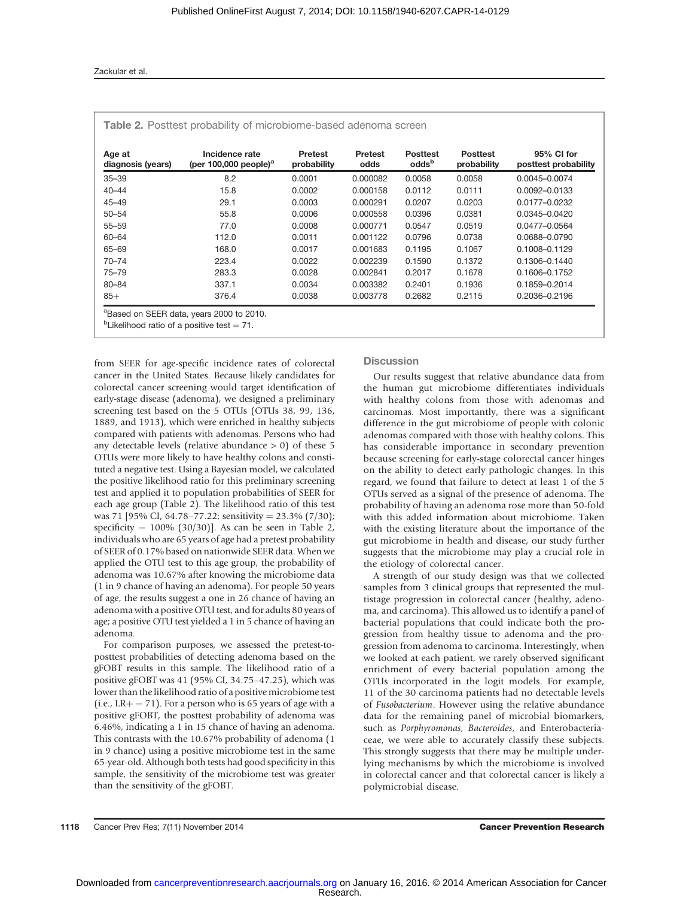**Table 2.** Posttest probability of microbiome-based adenoma screen

| Age at diagnosis (years) | Incidence rate (per 100,000 people)[a] | Pretest probability | Pretest odds | Posttest odds[b] | Posttest probability | 95% CI for posttest probability |
|---|---|---|---|---|---|---|
| 35–39 | 8.2 | 0.0001 | 0.000082 | 0.0058 | 0.0058 | 0.0045–0.0074 |
| 40–44 | 15.8 | 0.0002 | 0.000158 | 0.0112 | 0.0111 | 0.0092–0.0133 |
| 45–49 | 29.1 | 0.0003 | 0.000291 | 0.0207 | 0.0203 | 0.0177–0.0232 |
| 50–54 | 55.8 | 0.0006 | 0.000558 | 0.0396 | 0.0381 | 0.0345–0.0420 |
| 55–59 | 77.0 | 0.0008 | 0.000771 | 0.0547 | 0.0519 | 0.0477–0.0564 |
| 60–64 | 112.0 | 0.0011 | 0.001122 | 0.0796 | 0.0738 | 0.0688–0.0790 |
| 65–69 | 168.0 | 0.0017 | 0.001683 | 0.1195 | 0.1067 | 0.1008–0.1129 |
| 70–74 | 223.4 | 0.0022 | 0.002239 | 0.1590 | 0.1372 | 0.1306–0.1440 |
| 75–79 | 283.3 | 0.0028 | 0.002841 | 0.2017 | 0.1678 | 0.1606–0.1752 |
| 80–84 | 337.1 | 0.0034 | 0.003382 | 0.2401 | 0.1936 | 0.1859–0.2014 |
| 85+ | 376.4 | 0.0038 | 0.003778 | 0.2682 | 0.2115 | 0.2036–0.2196 |

[a]Based on SEER data, years 2000 to 2010.
[b]Likelihood ratio of a positive test = 71.

from SEER for age-specific incidence rates of colorectal cancer in the United States. Because likely candidates for colorectal cancer screening would target identification of early-stage disease (adenoma), we designed a preliminary screening test based on the 5 OTUs (OTUs 38, 99, 136, 1889, and 1913), which were enriched in healthy subjects compared with patients with adenomas. Persons who had any detectable levels (relative abundance > 0) of these 5 OTUs were more likely to have healthy colons and constituted a negative test. Using a Bayesian model, we calculated the positive likelihood ratio for this preliminary screening test and applied it to population probabilities of SEER for each age group (Table 2). The likelihood ratio of this test was 71 [95% CI, 64.78–77.22; sensitivity = 23.3% (7/30); specificity = 100% (30/30)]. As can be seen in Table 2, individuals who are 65 years of age had a pretest probability of SEER of 0.17% based on nationwide SEER data. When we applied the OTU test to this age group, the probability of adenoma was 10.67% after knowing the microbiome data (1 in 9 chance of having an adenoma). For people 50 years of age, the results suggest a one in 26 chance of having an adenoma with a positive OTU test, and for adults 80 years of age; a positive OTU test yielded a 1 in 5 chance of having an adenoma.

For comparison purposes, we assessed the pretest-to-posttest probabilities of detecting adenoma based on the gFOBT results in this sample. The likelihood ratio of a positive gFOBT was 41 (95% CI, 34.75–47.25), which was lower than the likelihood ratio of a positive microbiome test (i.e., LR+ = 71). For a person who is 65 years of age with a positive gFOBT, the posttest probability of adenoma was 6.46%, indicating a 1 in 15 chance of having an adenoma. This contrasts with the 10.67% probability of adenoma (1 in 9 chance) using a positive microbiome test in the same 65-year-old. Although both tests had good specificity in this sample, the sensitivity of the microbiome test was greater than the sensitivity of the gFOBT.

## Discussion

Our results suggest that relative abundance data from the human gut microbiome differentiates individuals with healthy colons from those with adenomas and carcinomas. Most importantly, there was a significant difference in the gut microbiome of people with colonic adenomas compared with those with healthy colons. This has considerable importance in secondary prevention because screening for early-stage colorectal cancer hinges on the ability to detect early pathologic changes. In this regard, we found that failure to detect at least 1 of the 5 OTUs served as a signal of the presence of adenoma. The probability of having an adenoma rose more than 50-fold with this added information about microbiome. Taken with the existing literature about the importance of the gut microbiome in health and disease, our study further suggests that the microbiome may play a crucial role in the etiology of colorectal cancer.

A strength of our study design was that we collected samples from 3 clinical groups that represented the multistage progression in colorectal cancer (healthy, adenoma, and carcinoma). This allowed us to identify a panel of bacterial populations that could indicate both the progression from healthy tissue to adenoma and the progression from adenoma to carcinoma. Interestingly, when we looked at each patient, we rarely observed significant enrichment of every bacterial population among the OTUs incorporated in the logit models. For example, 11 of the 30 carcinoma patients had no detectable levels of *Fusobacterium*. However using the relative abundance data for the remaining panel of microbial biomarkers, such as *Porphyromonas*, *Bacteroides*, and Enterobacteriaceae, we were able to accurately classify these subjects. This strongly suggests that there may be multiple underlying mechanisms by which the microbiome is involved in colorectal cancer and that colorectal cancer is likely a polymicrobial disease.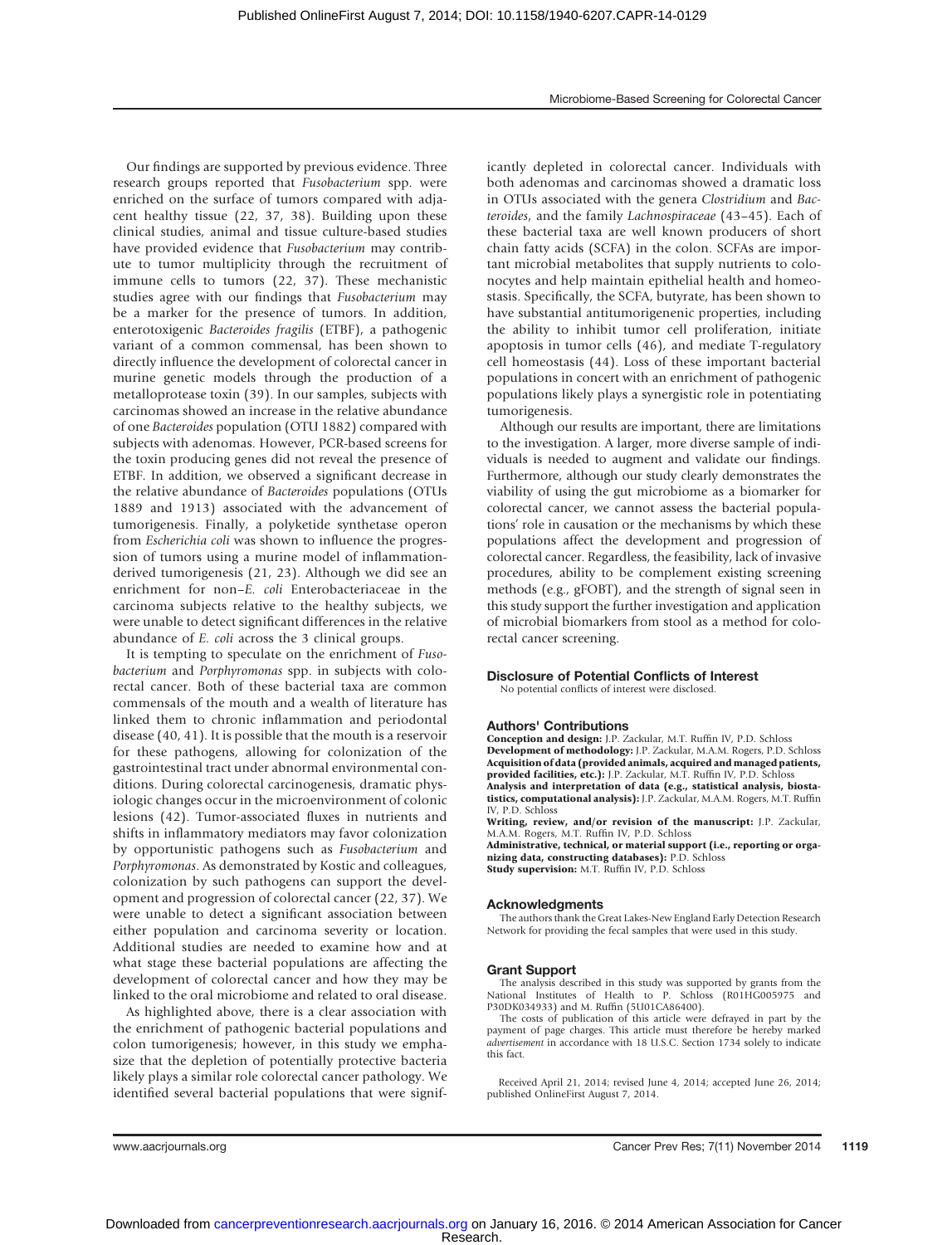Our findings are supported by previous evidence. Three research groups reported that *Fusobacterium* spp. were enriched on the surface of tumors compared with adjacent healthy tissue (22, 37, 38). Building upon these clinical studies, animal and tissue culture-based studies have provided evidence that *Fusobacterium* may contribute to tumor multiplicity through the recruitment of immune cells to tumors (22, 37). These mechanistic studies agree with our findings that *Fusobacterium* may be a marker for the presence of tumors. In addition, enterotoxigenic *Bacteroides fragilis* (ETBF), a pathogenic variant of a common commensal, has been shown to directly influence the development of colorectal cancer in murine genetic models through the production of a metalloprotease toxin (39). In our samples, subjects with carcinomas showed an increase in the relative abundance of one *Bacteroides* population (OTU 1882) compared with subjects with adenomas. However, PCR-based screens for the toxin producing genes did not reveal the presence of ETBF. In addition, we observed a significant decrease in the relative abundance of *Bacteroides* populations (OTUs 1889 and 1913) associated with the advancement of tumorigenesis. Finally, a polyketide synthetase operon from *Escherichia coli* was shown to influence the progression of tumors using a murine model of inflammation-derived tumorigenesis (21, 23). Although we did see an enrichment for non–*E. coli* Enterobacteriaceae in the carcinoma subjects relative to the healthy subjects, we were unable to detect significant differences in the relative abundance of *E. coli* across the 3 clinical groups.

It is tempting to speculate on the enrichment of *Fusobacterium* and *Porphyromonas* spp. in subjects with colorectal cancer. Both of these bacterial taxa are common commensals of the mouth and a wealth of literature has linked them to chronic inflammation and periodontal disease (40, 41). It is possible that the mouth is a reservoir for these pathogens, allowing for colonization of the gastrointestinal tract under abnormal environmental conditions. During colorectal carcinogenesis, dramatic physiologic changes occur in the microenvironment of colonic lesions (42). Tumor-associated fluxes in nutrients and shifts in inflammatory mediators may favor colonization by opportunistic pathogens such as *Fusobacterium* and *Porphyromonas*. As demonstrated by Kostic and colleagues, colonization by such pathogens can support the development and progression of colorectal cancer (22, 37). We were unable to detect a significant association between either population and carcinoma severity or location. Additional studies are needed to examine how and at what stage these bacterial populations are affecting the development of colorectal cancer and how they may be linked to the oral microbiome and related to oral disease.

As highlighted above, there is a clear association with the enrichment of pathogenic bacterial populations and colon tumorigenesis; however, in this study we emphasize that the depletion of potentially protective bacteria likely plays a similar role colorectal cancer pathology. We identified several bacterial populations that were significantly depleted in colorectal cancer. Individuals with both adenomas and carcinomas showed a dramatic loss in OTUs associated with the genera *Clostridium* and *Bacteroides*, and the family *Lachnospiraceae* (43–45). Each of these bacterial taxa are well known producers of short chain fatty acids (SCFA) in the colon. SCFAs are important microbial metabolites that supply nutrients to colonocytes and help maintain epithelial health and homeostasis. Specifically, the SCFA, butyrate, has been shown to have substantial antitumorigenenic properties, including the ability to inhibit tumor cell proliferation, initiate apoptosis in tumor cells (46), and mediate T-regulatory cell homeostasis (44). Loss of these important bacterial populations in concert with an enrichment of pathogenic populations likely plays a synergistic role in potentiating tumorigenesis.

Although our results are important, there are limitations to the investigation. A larger, more diverse sample of individuals is needed to augment and validate our findings. Furthermore, although our study clearly demonstrates the viability of using the gut microbiome as a biomarker for colorectal cancer, we cannot assess the bacterial populations' role in causation or the mechanisms by which these populations affect the development and progression of colorectal cancer. Regardless, the feasibility, lack of invasive procedures, ability to be complement existing screening methods (e.g., gFOBT), and the strength of signal seen in this study support the further investigation and application of microbial biomarkers from stool as a method for colorectal cancer screening.

## Disclosure of Potential Conflicts of Interest

No potential conflicts of interest were disclosed.

## Authors' Contributions

**Conception and design:** J.P. Zackular, M.T. Ruffin IV, P.D. Schloss
**Development of methodology:** J.P. Zackular, M.A.M. Rogers, P.D. Schloss
**Acquisition of data (provided animals, acquired and managed patients, provided facilities, etc.):** J.P. Zackular, M.T. Ruffin IV, P.D. Schloss
**Analysis and interpretation of data (e.g., statistical analysis, biostatistics, computational analysis):** J.P. Zackular, M.A.M. Rogers, M.T. Ruffin IV, P.D. Schloss
**Writing, review, and/or revision of the manuscript:** J.P. Zackular, M.A.M. Rogers, M.T. Ruffin IV, P.D. Schloss
**Administrative, technical, or material support (i.e., reporting or organizing data, constructing databases):** P.D. Schloss
**Study supervision:** M.T. Ruffin IV, P.D. Schloss

## Acknowledgments

The authors thank the Great Lakes-New England Early Detection Research Network for providing the fecal samples that were used in this study.

## Grant Support

The analysis described in this study was supported by grants from the National Institutes of Health to P. Schloss (R01HG005975 and P30DK034933) and M. Ruffin (5U01CA86400).

The costs of publication of this article were defrayed in part by the payment of page charges. This article must therefore be hereby marked *advertisement* in accordance with 18 U.S.C. Section 1734 solely to indicate this fact.

Received April 21, 2014; revised June 4, 2014; accepted June 26, 2014; published OnlineFirst August 7, 2014.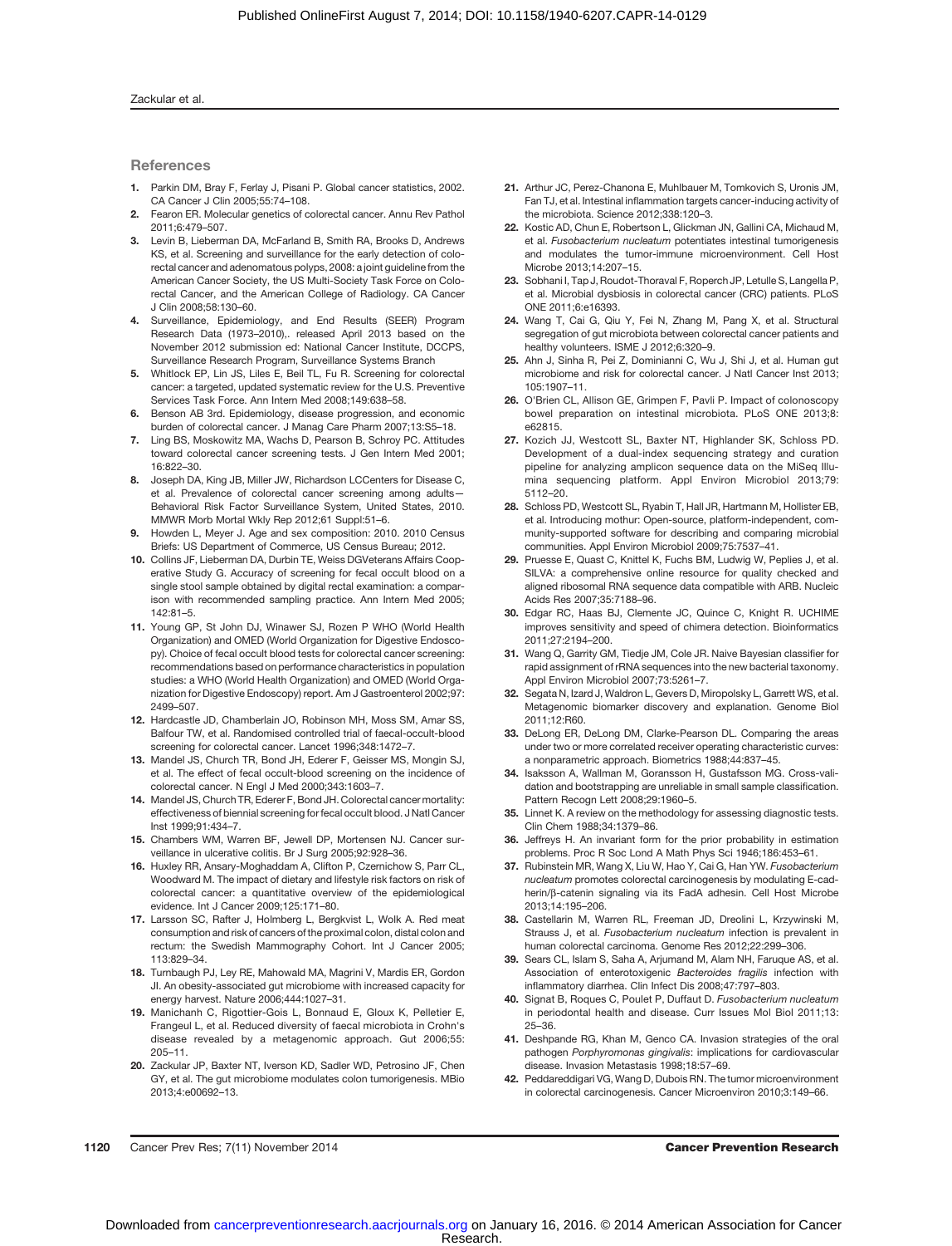## References

1. Parkin DM, Bray F, Ferlay J, Pisani P. Global cancer statistics, 2002. CA Cancer J Clin 2005;55:74–108.
2. Fearon ER. Molecular genetics of colorectal cancer. Annu Rev Pathol 2011;6:479–507.
3. Levin B, Lieberman DA, McFarland B, Smith RA, Brooks D, Andrews KS, et al. Screening and surveillance for the early detection of colorectal cancer and adenomatous polyps, 2008: a joint guideline from the American Cancer Society, the US Multi-Society Task Force on Colorectal Cancer, and the American College of Radiology. CA Cancer J Clin 2008;58:130–60.
4. Surveillance, Epidemiology, and End Results (SEER) Program Research Data (1973–2010),. released April 2013 based on the November 2012 submission ed: National Cancer Institute, DCCPS, Surveillance Research Program, Surveillance Systems Branch
5. Whitlock EP, Lin JS, Liles E, Beil TL, Fu R. Screening for colorectal cancer: a targeted, updated systematic review for the U.S. Preventive Services Task Force. Ann Intern Med 2008;149:638–58.
6. Benson AB 3rd. Epidemiology, disease progression, and economic burden of colorectal cancer. J Manag Care Pharm 2007;13:S5–18.
7. Ling BS, Moskowitz MA, Wachs D, Pearson B, Schroy PC. Attitudes toward colorectal cancer screening tests. J Gen Intern Med 2001; 16:822–30.
8. Joseph DA, King JB, Miller JW, Richardson LCCenters for Disease C, et al. Prevalence of colorectal cancer screening among adults—Behavioral Risk Factor Surveillance System, United States, 2010. MMWR Morb Mortal Wkly Rep 2012;61 Suppl:51–6.
9. Howden L, Meyer J. Age and sex composition: 2010. 2010 Census Briefs: US Department of Commerce, US Census Bureau; 2012.
10. Collins JF, Lieberman DA, Durbin TE, Weiss DGVeterans Affairs Cooperative Study G. Accuracy of screening for fecal occult blood on a single stool sample obtained by digital rectal examination: a comparison with recommended sampling practice. Ann Intern Med 2005; 142:81–5.
11. Young GP, St John DJ, Winawer SJ, Rozen P WHO (World Health Organization) and OMED (World Organization for Digestive Endoscopy). Choice of fecal occult blood tests for colorectal cancer screening: recommendations based on performance characteristics in population studies: a WHO (World Health Organization) and OMED (World Organization for Digestive Endoscopy) report. Am J Gastroenterol 2002;97: 2499–507.
12. Hardcastle JD, Chamberlain JO, Robinson MH, Moss SM, Amar SS, Balfour TW, et al. Randomised controlled trial of faecal-occult-blood screening for colorectal cancer. Lancet 1996;348:1472–7.
13. Mandel JS, Church TR, Bond JH, Ederer F, Geisser MS, Mongin SJ, et al. The effect of fecal occult-blood screening on the incidence of colorectal cancer. N Engl J Med 2000;343:1603–7.
14. Mandel JS, Church TR, Ederer F, Bond JH. Colorectal cancer mortality: effectiveness of biennial screening for fecal occult blood. J Natl Cancer Inst 1999;91:434–7.
15. Chambers WM, Warren BF, Jewell DP, Mortensen NJ. Cancer surveillance in ulcerative colitis. Br J Surg 2005;92:928–36.
16. Huxley RR, Ansary-Moghaddam A, Clifton P, Czernichow S, Parr CL, Woodward M. The impact of dietary and lifestyle risk factors on risk of colorectal cancer: a quantitative overview of the epidemiological evidence. Int J Cancer 2009;125:171–80.
17. Larsson SC, Rafter J, Holmberg L, Bergkvist L, Wolk A. Red meat consumption and risk of cancers of the proximal colon, distal colon and rectum: the Swedish Mammography Cohort. Int J Cancer 2005; 113:829–34.
18. Turnbaugh PJ, Ley RE, Mahowald MA, Magrini V, Mardis ER, Gordon JI. An obesity-associated gut microbiome with increased capacity for energy harvest. Nature 2006;444:1027–31.
19. Manichanh C, Rigottier-Gois L, Bonnaud E, Gloux K, Pelletier E, Frangeul L, et al. Reduced diversity of faecal microbiota in Crohn's disease revealed by a metagenomic approach. Gut 2006;55: 205–11.
20. Zackular JP, Baxter NT, Iverson KD, Sadler WD, Petrosino JF, Chen GY, et al. The gut microbiome modulates colon tumorigenesis. MBio 2013;4:e00692–13.
21. Arthur JC, Perez-Chanona E, Muhlbauer M, Tomkovich S, Uronis JM, Fan TJ, et al. Intestinal inflammation targets cancer-inducing activity of the microbiota. Science 2012;338:120–3.
22. Kostic AD, Chun E, Robertson L, Glickman JN, Gallini CA, Michaud M, et al. *Fusobacterium nucleatum* potentiates intestinal tumorigenesis and modulates the tumor-immune microenvironment. Cell Host Microbe 2013;14:207–15.
23. Sobhani I, Tap J, Roudot-Thoraval F, Roperch JP, Letulle S, Langella P, et al. Microbial dysbiosis in colorectal cancer (CRC) patients. PLoS ONE 2011;6:e16393.
24. Wang T, Cai G, Qiu Y, Fei N, Zhang M, Pang X, et al. Structural segregation of gut microbiota between colorectal cancer patients and healthy volunteers. ISME J 2012;6:320–9.
25. Ahn J, Sinha R, Pei Z, Dominianni C, Wu J, Shi J, et al. Human gut microbiome and risk for colorectal cancer. J Natl Cancer Inst 2013; 105:1907–11.
26. O'Brien CL, Allison GE, Grimpen F, Pavli P. Impact of colonoscopy bowel preparation on intestinal microbiota. PLoS ONE 2013;8: e62815.
27. Kozich JJ, Westcott SL, Baxter NT, Highlander SK, Schloss PD. Development of a dual-index sequencing strategy and curation pipeline for analyzing amplicon sequence data on the MiSeq Illumina sequencing platform. Appl Environ Microbiol 2013;79: 5112–20.
28. Schloss PD, Westcott SL, Ryabin T, Hall JR, Hartmann M, Hollister EB, et al. Introducing mothur: Open-source, platform-independent, community-supported software for describing and comparing microbial communities. Appl Environ Microbiol 2009;75:7537–41.
29. Pruesse E, Quast C, Knittel K, Fuchs BM, Ludwig W, Peplies J, et al. SILVA: a comprehensive online resource for quality checked and aligned ribosomal RNA sequence data compatible with ARB. Nucleic Acids Res 2007;35:7188–96.
30. Edgar RC, Haas BJ, Clemente JC, Quince C, Knight R. UCHIME improves sensitivity and speed of chimera detection. Bioinformatics 2011;27:2194–200.
31. Wang Q, Garrity GM, Tiedje JM, Cole JR. Naive Bayesian classifier for rapid assignment of rRNA sequences into the new bacterial taxonomy. Appl Environ Microbiol 2007;73:5261–7.
32. Segata N, Izard J, Waldron L, Gevers D, Miropolsky L, Garrett WS, et al. Metagenomic biomarker discovery and explanation. Genome Biol 2011;12:R60.
33. DeLong ER, DeLong DM, Clarke-Pearson DL. Comparing the areas under two or more correlated receiver operating characteristic curves: a nonparametric approach. Biometrics 1988;44:837–45.
34. Isaksson A, Wallman M, Goransson H, Gustafsson MG. Cross-validation and bootstrapping are unreliable in small sample classification. Pattern Recogn Lett 2008;29:1960–5.
35. Linnet K. A review on the methodology for assessing diagnostic tests. Clin Chem 1988;34:1379–86.
36. Jeffreys H. An invariant form for the prior probability in estimation problems. Proc R Soc Lond A Math Phys Sci 1946;186:453–61.
37. Rubinstein MR, Wang X, Liu W, Hao Y, Cai G, Han YW. *Fusobacterium nucleatum* promotes colorectal carcinogenesis by modulating E-cadherin/β-catenin signaling via its FadA adhesin. Cell Host Microbe 2013;14:195–206.
38. Castellarin M, Warren RL, Freeman JD, Dreolini L, Krzywinski M, Strauss J, et al. *Fusobacterium nucleatum* infection is prevalent in human colorectal carcinoma. Genome Res 2012;22:299–306.
39. Sears CL, Islam S, Saha A, Arjumand M, Alam NH, Faruque AS, et al. Association of enterotoxigenic *Bacteroides fragilis* infection with inflammatory diarrhea. Clin Infect Dis 2008;47:797–803.
40. Signat B, Roques C, Poulet P, Duffaut D. *Fusobacterium nucleatum* in periodontal health and disease. Curr Issues Mol Biol 2011;13: 25–36.
41. Deshpande RG, Khan M, Genco CA. Invasion strategies of the oral pathogen *Porphyromonas gingivalis*: implications for cardiovascular disease. Invasion Metastasis 1998;18:57–69.
42. Peddareddigari VG, Wang D, Dubois RN. The tumor microenvironment in colorectal carcinogenesis. Cancer Microenviron 2010;3:149–66.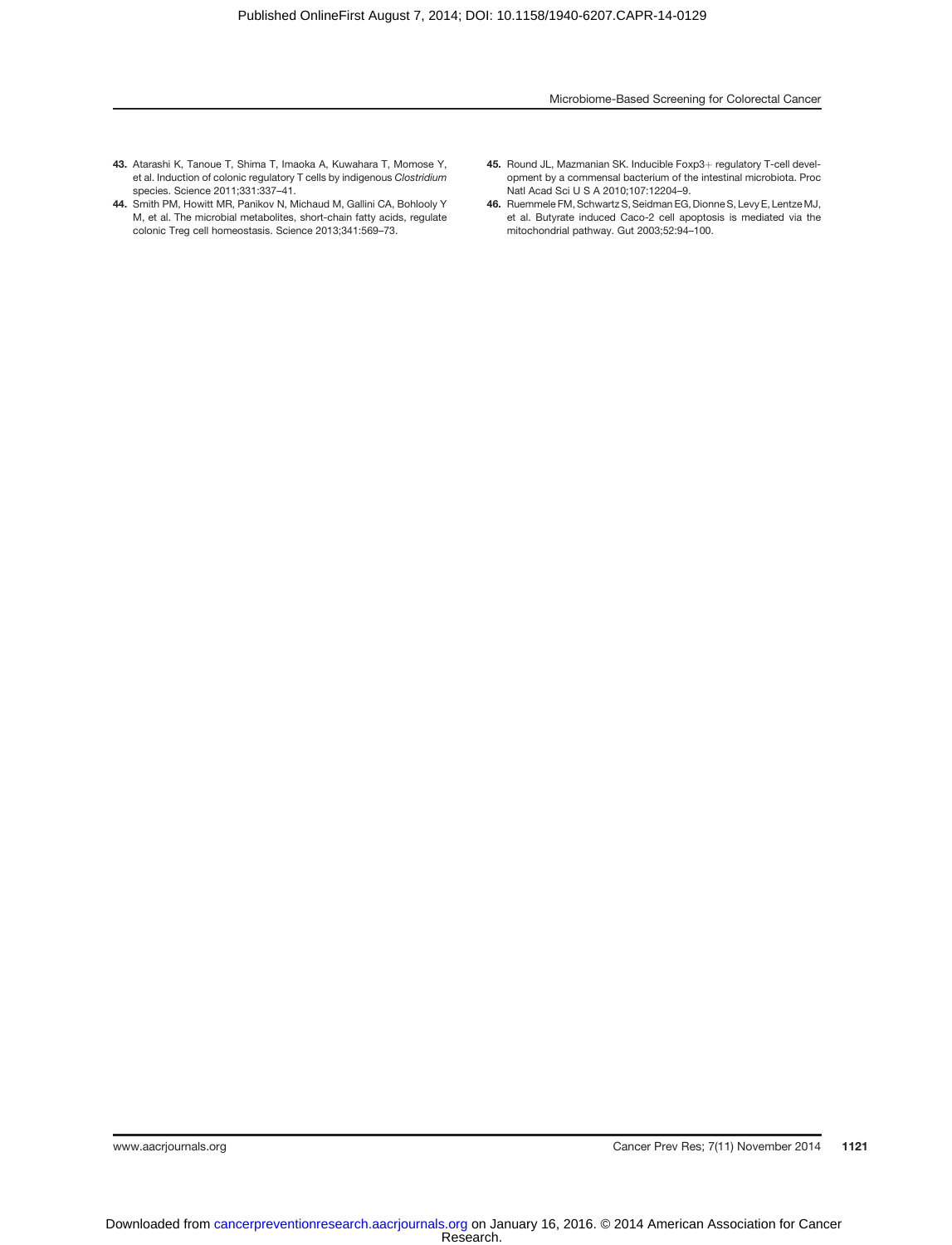43. Atarashi K, Tanoue T, Shima T, Imaoka A, Kuwahara T, Momose Y, et al. Induction of colonic regulatory T cells by indigenous *Clostridium* species. Science 2011;331:337–41.
44. Smith PM, Howitt MR, Panikov N, Michaud M, Gallini CA, Bohlooly Y M, et al. The microbial metabolites, short-chain fatty acids, regulate colonic Treg cell homeostasis. Science 2013;341:569–73.
45. Round JL, Mazmanian SK. Inducible Foxp3+ regulatory T-cell development by a commensal bacterium of the intestinal microbiota. Proc Natl Acad Sci U S A 2010;107:12204–9.
46. Ruemmele FM, Schwartz S, Seidman EG, Dionne S, Levy E, Lentze MJ, et al. Butyrate induced Caco-2 cell apoptosis is mediated via the mitochondrial pathway. Gut 2003;52:94–100.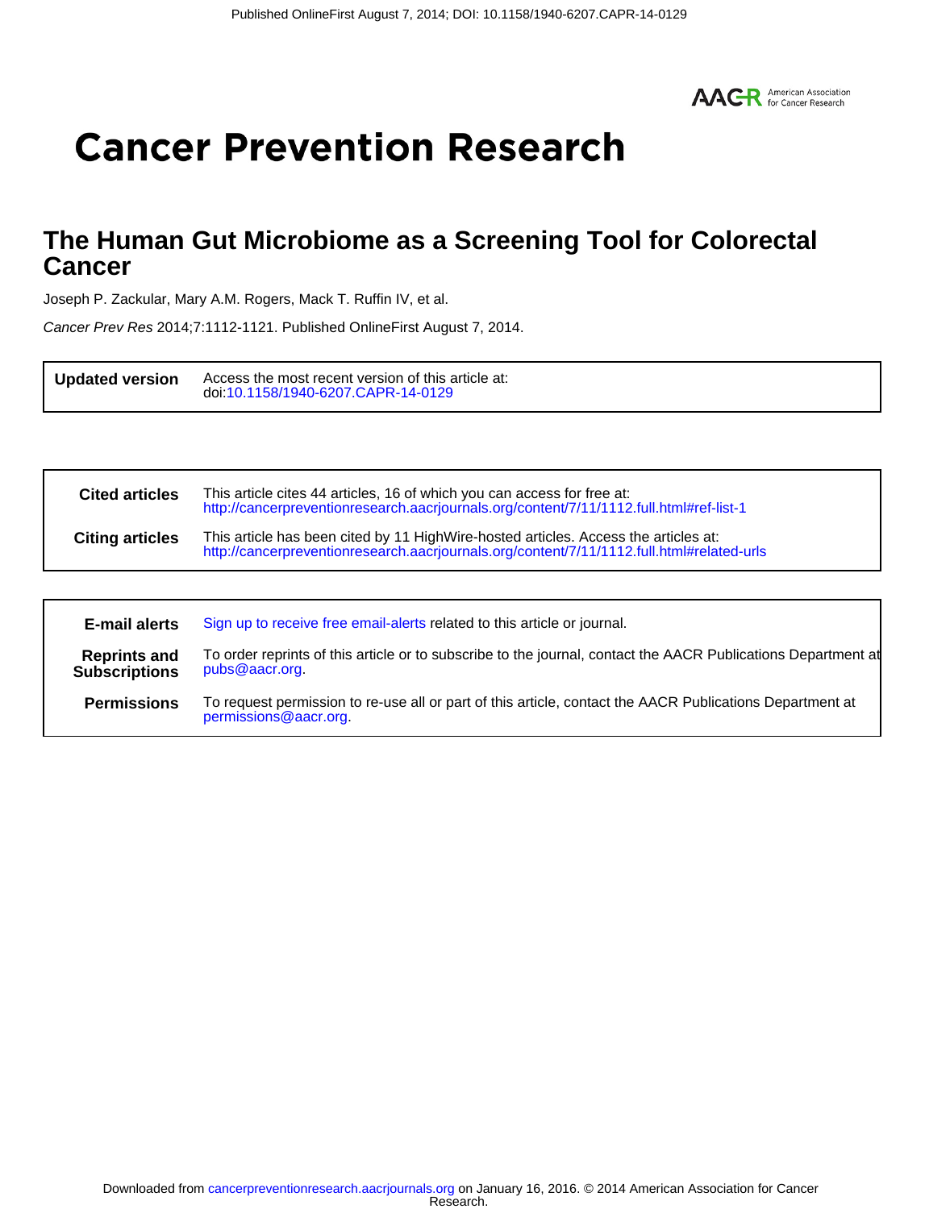# Cancer Prevention Research

## The Human Gut Microbiome as a Screening Tool for Colorectal Cancer

Joseph P. Zackular, Mary A.M. Rogers, Mack T. Ruffin IV, et al.

*Cancer Prev Res* 2014;7:1112-1121. Published OnlineFirst August 7, 2014.

| | |
|---|---|
| **Updated version** | Access the most recent version of this article at: doi:10.1158/1940-6207.CAPR-14-0129 |

| | |
|---|---|
| **Cited articles** | This article cites 44 articles, 16 of which you can access for free at: http://cancerpreventionresearch.aacrjournals.org/content/7/11/1112.full.html#ref-list-1 |
| **Citing articles** | This article has been cited by 11 HighWire-hosted articles. Access the articles at: http://cancerpreventionresearch.aacrjournals.org/content/7/11/1112.full.html#related-urls |

| | |
|---|---|
| **E-mail alerts** | Sign up to receive free email-alerts related to this article or journal. |
| **Reprints and Subscriptions** | To order reprints of this article or to subscribe to the journal, contact the AACR Publications Department at pubs@aacr.org. |
| **Permissions** | To request permission to re-use all or part of this article, contact the AACR Publications Department at permissions@aacr.org. |